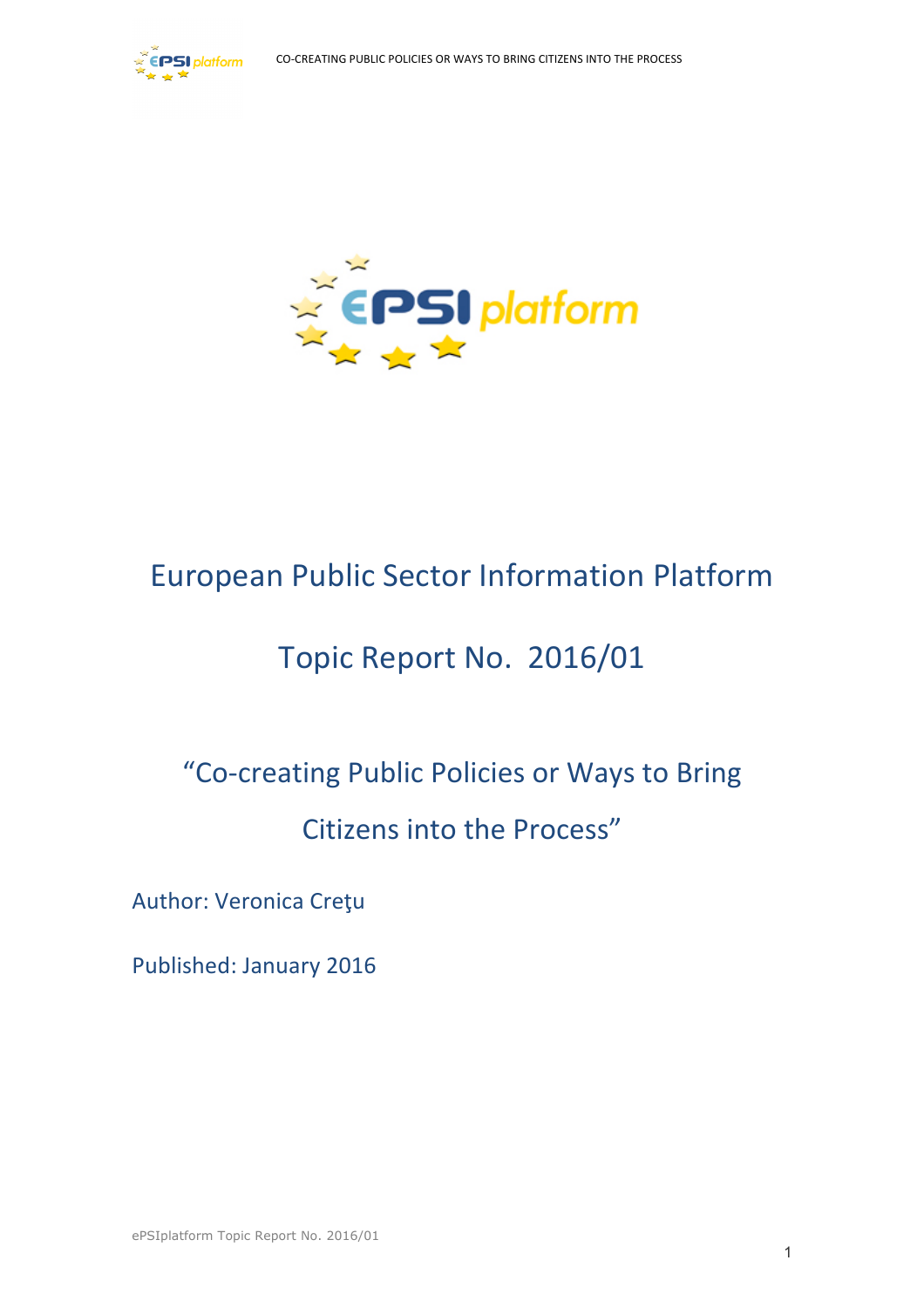# European Public Sector Information Platform

## Topic Report No. 2016/01

## "Co-creating Public Policies or Ways to Bring Citizens into the Process"

Author: Veronica Creţu

Published: January 2016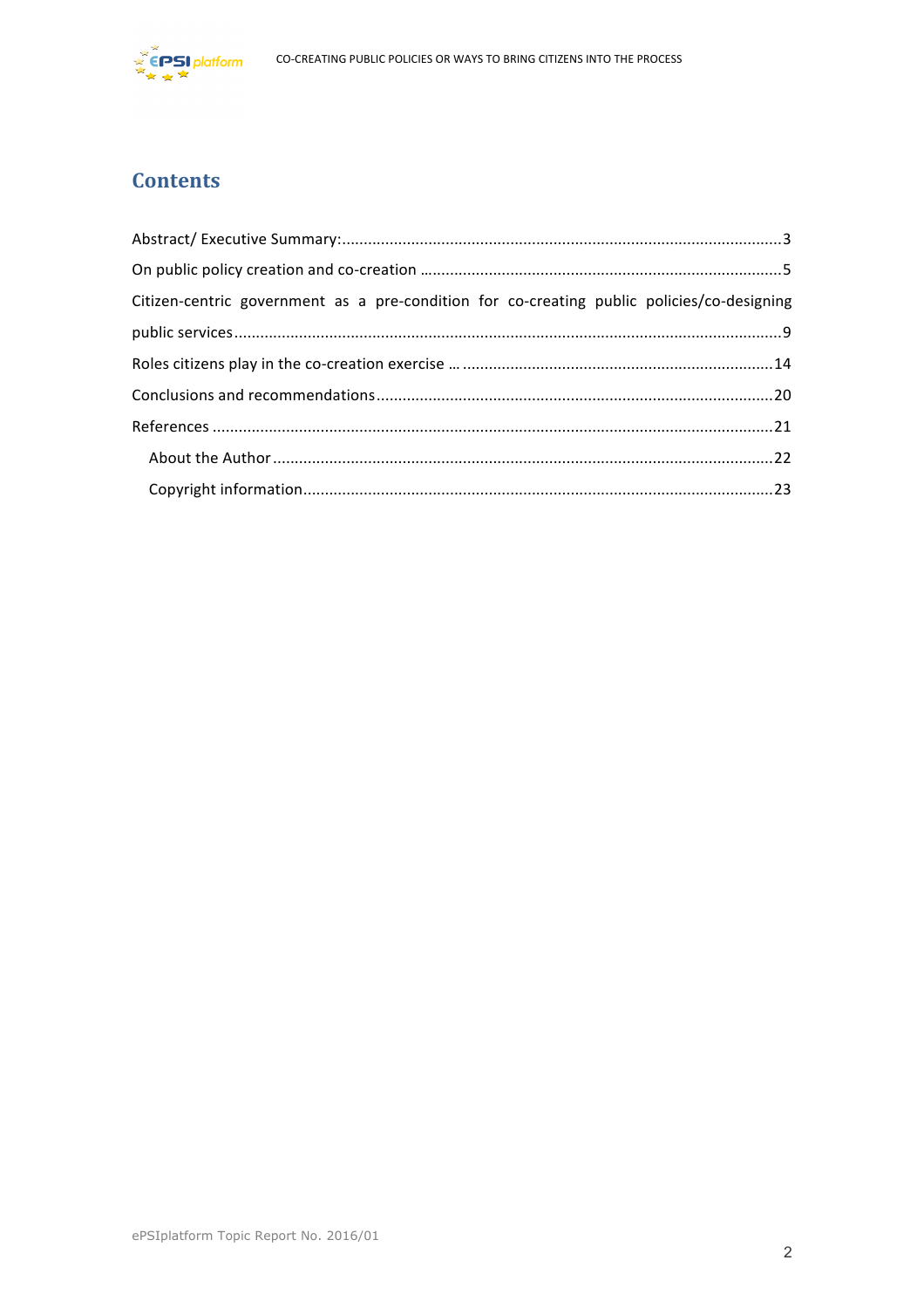# Contents

Abstract/ Executive Summary: ...... 3

On public policy creation and co-creation ...... 5

Citizen-centric government as a pre-condition for co-creating public policies/co-designing public services ...... 9

Roles citizens play in the co-creation exercise … ...... 14

Conclusions and recommendations ...... 20

References ...... 21

- About the Author ...... 22
- Copyright information ...... 23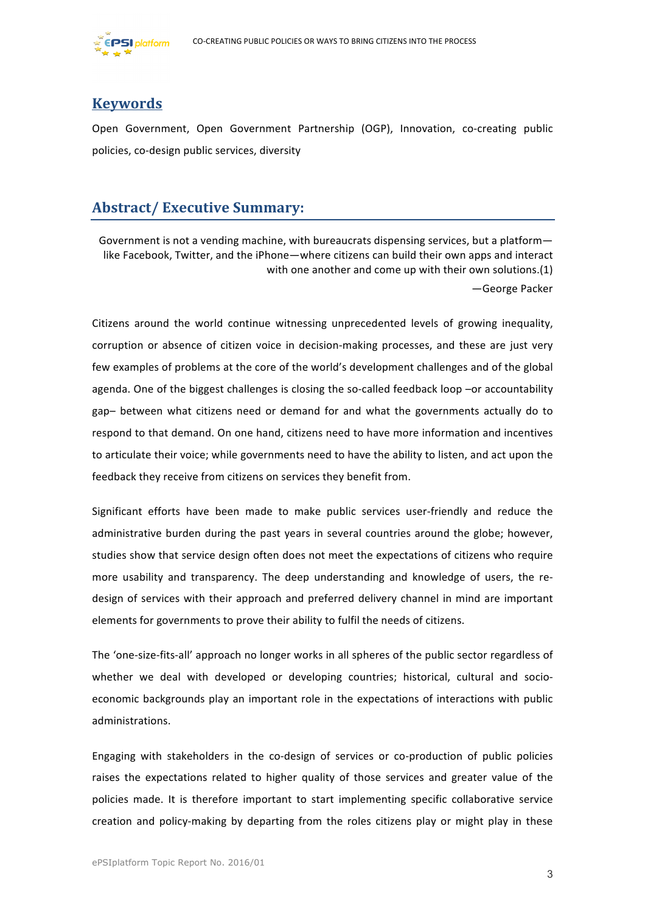## Keywords

Open Government, Open Government Partnership (OGP), Innovation, co-creating public policies, co-design public services, diversity

## Abstract/ Executive Summary:

> Government is not a vending machine, with bureaucrats dispensing services, but a platform—like Facebook, Twitter, and the iPhone—where citizens can build their own apps and interact with one another and come up with their own solutions.(1)
>
> —George Packer

Citizens around the world continue witnessing unprecedented levels of growing inequality, corruption or absence of citizen voice in decision-making processes, and these are just very few examples of problems at the core of the world's development challenges and of the global agenda. One of the biggest challenges is closing the so-called feedback loop –or accountability gap– between what citizens need or demand for and what the governments actually do to respond to that demand. On one hand, citizens need to have more information and incentives to articulate their voice; while governments need to have the ability to listen, and act upon the feedback they receive from citizens on services they benefit from.

Significant efforts have been made to make public services user-friendly and reduce the administrative burden during the past years in several countries around the globe; however, studies show that service design often does not meet the expectations of citizens who require more usability and transparency. The deep understanding and knowledge of users, the re-design of services with their approach and preferred delivery channel in mind are important elements for governments to prove their ability to fulfil the needs of citizens.

The 'one-size-fits-all' approach no longer works in all spheres of the public sector regardless of whether we deal with developed or developing countries; historical, cultural and socio-economic backgrounds play an important role in the expectations of interactions with public administrations.

Engaging with stakeholders in the co-design of services or co-production of public policies raises the expectations related to higher quality of those services and greater value of the policies made. It is therefore important to start implementing specific collaborative service creation and policy-making by departing from the roles citizens play or might play in these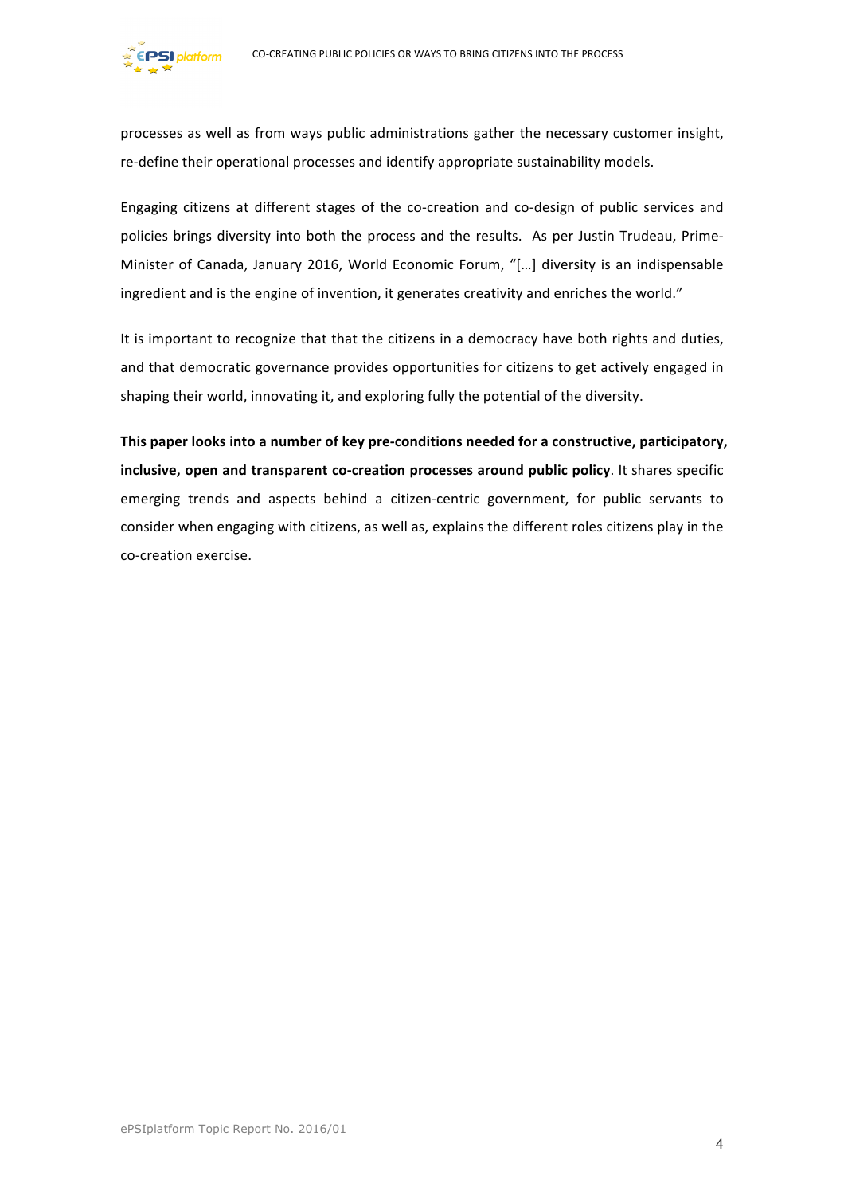processes as well as from ways public administrations gather the necessary customer insight, re-define their operational processes and identify appropriate sustainability models.

Engaging citizens at different stages of the co-creation and co-design of public services and policies brings diversity into both the process and the results. As per Justin Trudeau, Prime-Minister of Canada, January 2016, World Economic Forum, "[…] diversity is an indispensable ingredient and is the engine of invention, it generates creativity and enriches the world."

It is important to recognize that that the citizens in a democracy have both rights and duties, and that democratic governance provides opportunities for citizens to get actively engaged in shaping their world, innovating it, and exploring fully the potential of the diversity.

**This paper looks into a number of key pre-conditions needed for a constructive, participatory, inclusive, open and transparent co-creation processes around public policy**. It shares specific emerging trends and aspects behind a citizen-centric government, for public servants to consider when engaging with citizens, as well as, explains the different roles citizens play in the co-creation exercise.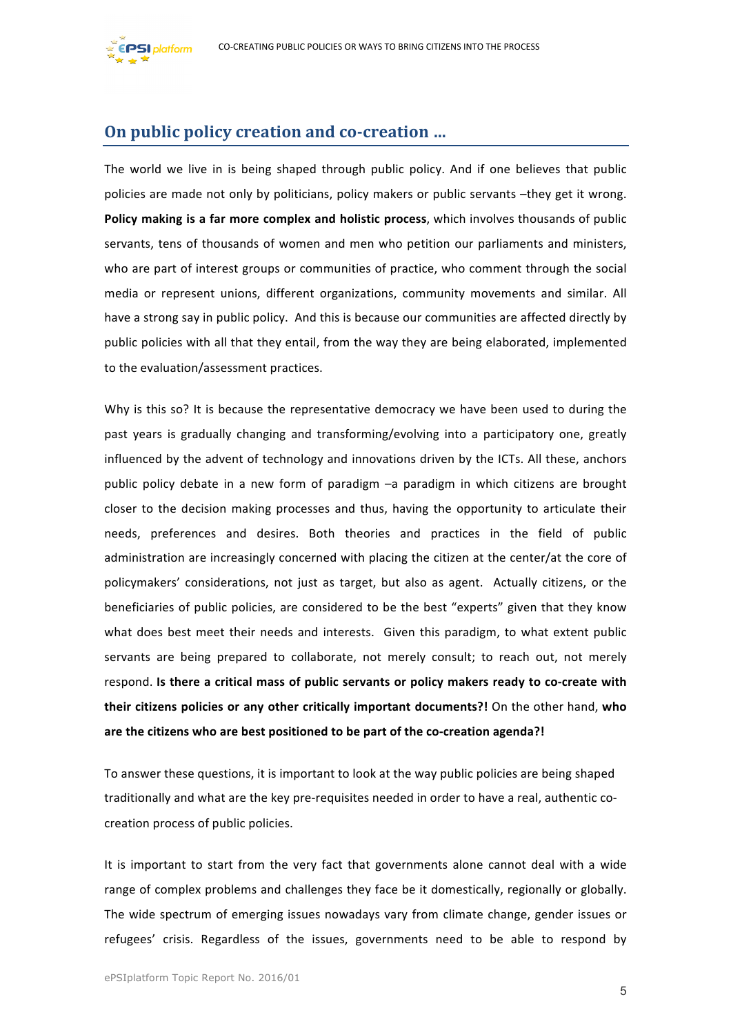## On public policy creation and co-creation …

The world we live in is being shaped through public policy. And if one believes that public policies are made not only by politicians, policy makers or public servants –they get it wrong. **Policy making is a far more complex and holistic process**, which involves thousands of public servants, tens of thousands of women and men who petition our parliaments and ministers, who are part of interest groups or communities of practice, who comment through the social media or represent unions, different organizations, community movements and similar. All have a strong say in public policy. And this is because our communities are affected directly by public policies with all that they entail, from the way they are being elaborated, implemented to the evaluation/assessment practices.

Why is this so? It is because the representative democracy we have been used to during the past years is gradually changing and transforming/evolving into a participatory one, greatly influenced by the advent of technology and innovations driven by the ICTs. All these, anchors public policy debate in a new form of paradigm –a paradigm in which citizens are brought closer to the decision making processes and thus, having the opportunity to articulate their needs, preferences and desires. Both theories and practices in the field of public administration are increasingly concerned with placing the citizen at the center/at the core of policymakers' considerations, not just as target, but also as agent. Actually citizens, or the beneficiaries of public policies, are considered to be the best "experts" given that they know what does best meet their needs and interests. Given this paradigm, to what extent public servants are being prepared to collaborate, not merely consult; to reach out, not merely respond. **Is there a critical mass of public servants or policy makers ready to co-create with their citizens policies or any other critically important documents?!** On the other hand, **who are the citizens who are best positioned to be part of the co-creation agenda?!**

To answer these questions, it is important to look at the way public policies are being shaped traditionally and what are the key pre-requisites needed in order to have a real, authentic co-creation process of public policies.

It is important to start from the very fact that governments alone cannot deal with a wide range of complex problems and challenges they face be it domestically, regionally or globally. The wide spectrum of emerging issues nowadays vary from climate change, gender issues or refugees' crisis. Regardless of the issues, governments need to be able to respond by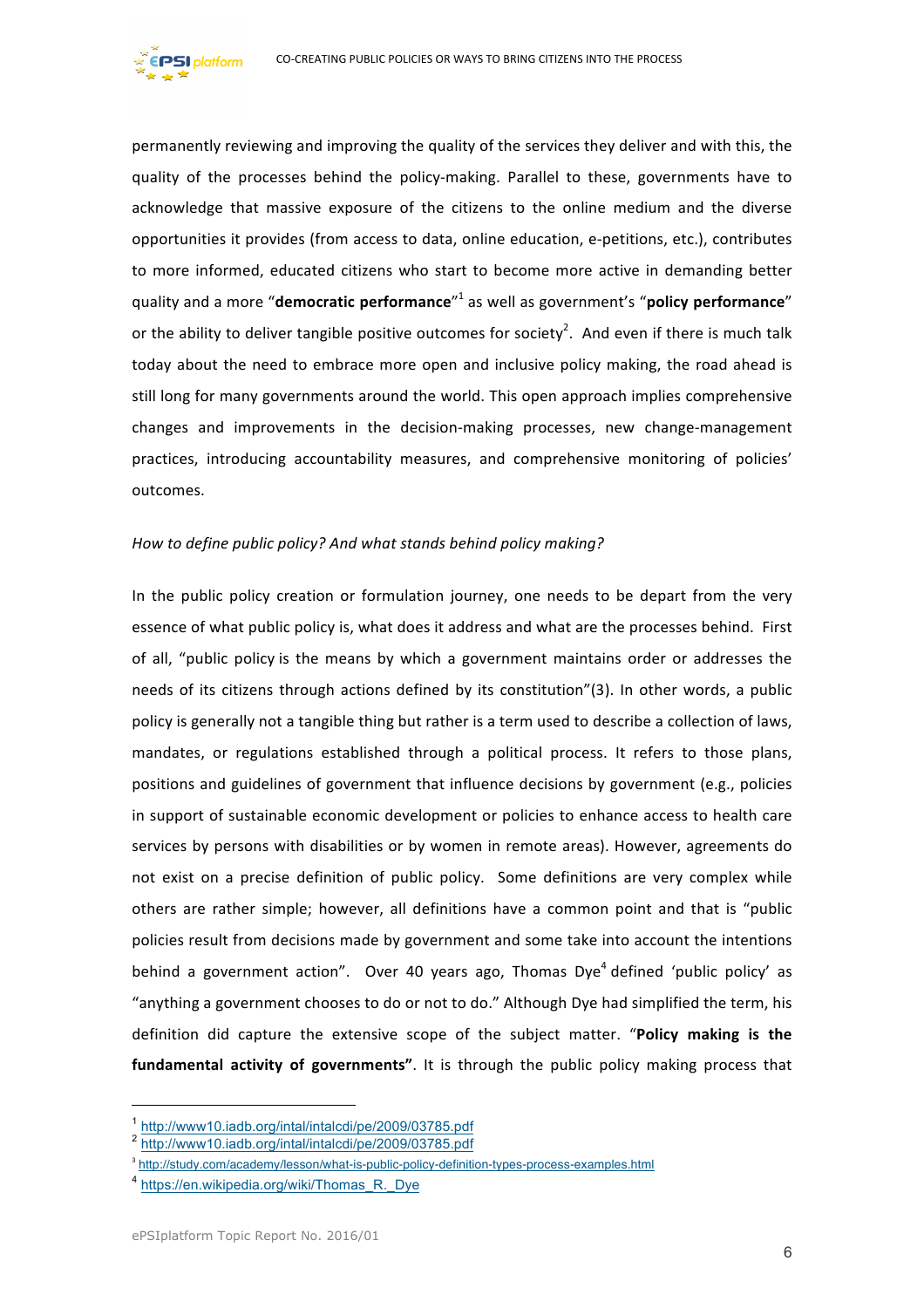permanently reviewing and improving the quality of the services they deliver and with this, the quality of the processes behind the policy-making. Parallel to these, governments have to acknowledge that massive exposure of the citizens to the online medium and the diverse opportunities it provides (from access to data, online education, e-petitions, etc.), contributes to more informed, educated citizens who start to become more active in demanding better quality and a more "**democratic performance**"[1] as well as government's "**policy performance**" or the ability to deliver tangible positive outcomes for society[2]. And even if there is much talk today about the need to embrace more open and inclusive policy making, the road ahead is still long for many governments around the world. This open approach implies comprehensive changes and improvements in the decision-making processes, new change-management practices, introducing accountability measures, and comprehensive monitoring of policies' outcomes.

*How to define public policy? And what stands behind policy making?*

In the public policy creation or formulation journey, one needs to be depart from the very essence of what public policy is, what does it address and what are the processes behind. First of all, "public policy is the means by which a government maintains order or addresses the needs of its citizens through actions defined by its constitution"(3). In other words, a public policy is generally not a tangible thing but rather is a term used to describe a collection of laws, mandates, or regulations established through a political process. It refers to those plans, positions and guidelines of government that influence decisions by government (e.g., policies in support of sustainable economic development or policies to enhance access to health care services by persons with disabilities or by women in remote areas). However, agreements do not exist on a precise definition of public policy. Some definitions are very complex while others are rather simple; however, all definitions have a common point and that is "public policies result from decisions made by government and some take into account the intentions behind a government action". Over 40 years ago, Thomas Dye[4] defined 'public policy' as "anything a government chooses to do or not to do." Although Dye had simplified the term, his definition did capture the extensive scope of the subject matter. "**Policy making is the fundamental activity of governments"**. It is through the public policy making process that

---

[1] http://www10.iadb.org/intal/intalcdi/pe/2009/03785.pdf

[2] http://www10.iadb.org/intal/intalcdi/pe/2009/03785.pdf

[3] http://study.com/academy/lesson/what-is-public-policy-definition-types-process-examples.html

[4] https://en.wikipedia.org/wiki/Thomas_R._Dye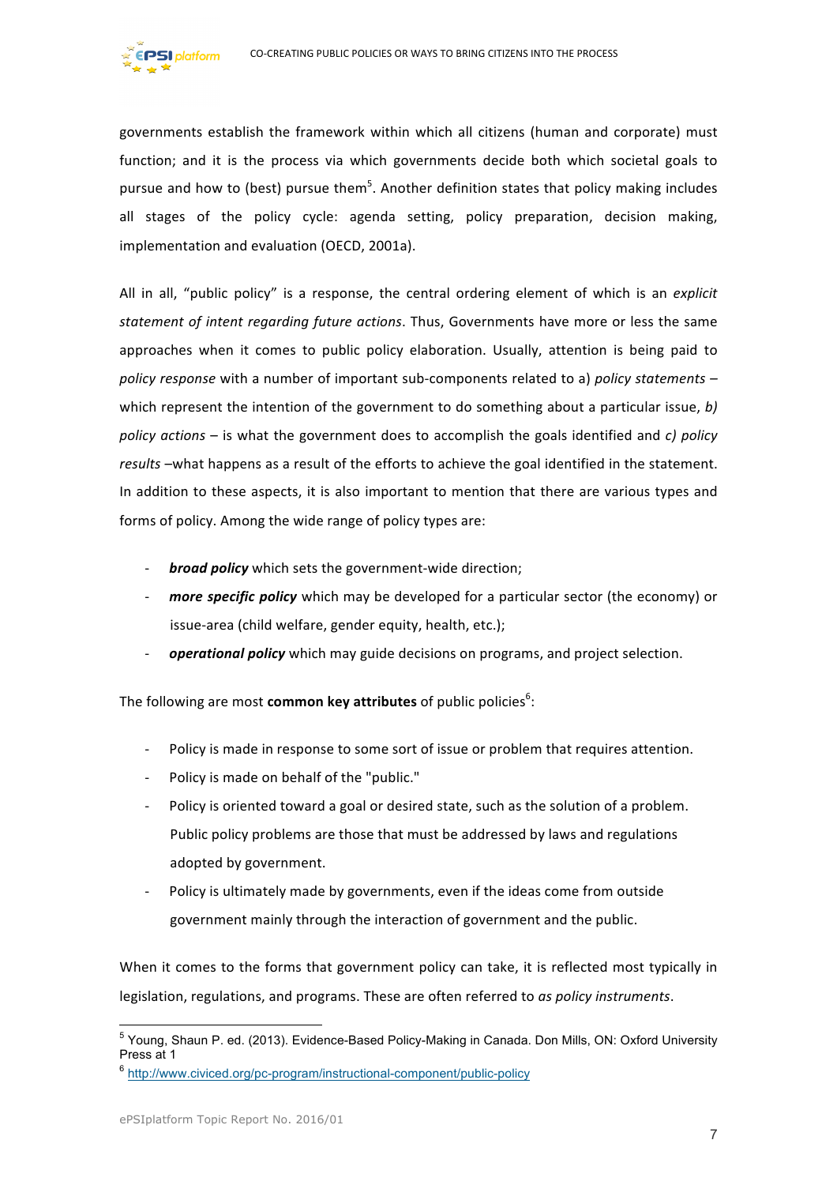governments establish the framework within which all citizens (human and corporate) must function; and it is the process via which governments decide both which societal goals to pursue and how to (best) pursue them[5]. Another definition states that policy making includes all stages of the policy cycle: agenda setting, policy preparation, decision making, implementation and evaluation (OECD, 2001a).

All in all, "public policy" is a response, the central ordering element of which is an *explicit statement of intent regarding future actions*. Thus, Governments have more or less the same approaches when it comes to public policy elaboration. Usually, attention is being paid to *policy response* with a number of important sub-components related to a) *policy statements* – which represent the intention of the government to do something about a particular issue, *b) policy actions* – is what the government does to accomplish the goals identified and *c) policy results* –what happens as a result of the efforts to achieve the goal identified in the statement. In addition to these aspects, it is also important to mention that there are various types and forms of policy. Among the wide range of policy types are:

- ***broad policy*** which sets the government-wide direction;
- ***more specific policy*** which may be developed for a particular sector (the economy) or issue-area (child welfare, gender equity, health, etc.);
- ***operational policy*** which may guide decisions on programs, and project selection.

The following are most **common key attributes** of public policies[6]:

- Policy is made in response to some sort of issue or problem that requires attention.
- Policy is made on behalf of the "public."
- Policy is oriented toward a goal or desired state, such as the solution of a problem. Public policy problems are those that must be addressed by laws and regulations adopted by government.
- Policy is ultimately made by governments, even if the ideas come from outside government mainly through the interaction of government and the public.

When it comes to the forms that government policy can take, it is reflected most typically in legislation, regulations, and programs. These are often referred to *as policy instruments*.

[5] Young, Shaun P. ed. (2013). Evidence-Based Policy-Making in Canada. Don Mills, ON: Oxford University Press at 1

[6] http://www.civiced.org/pc-program/instructional-component/public-policy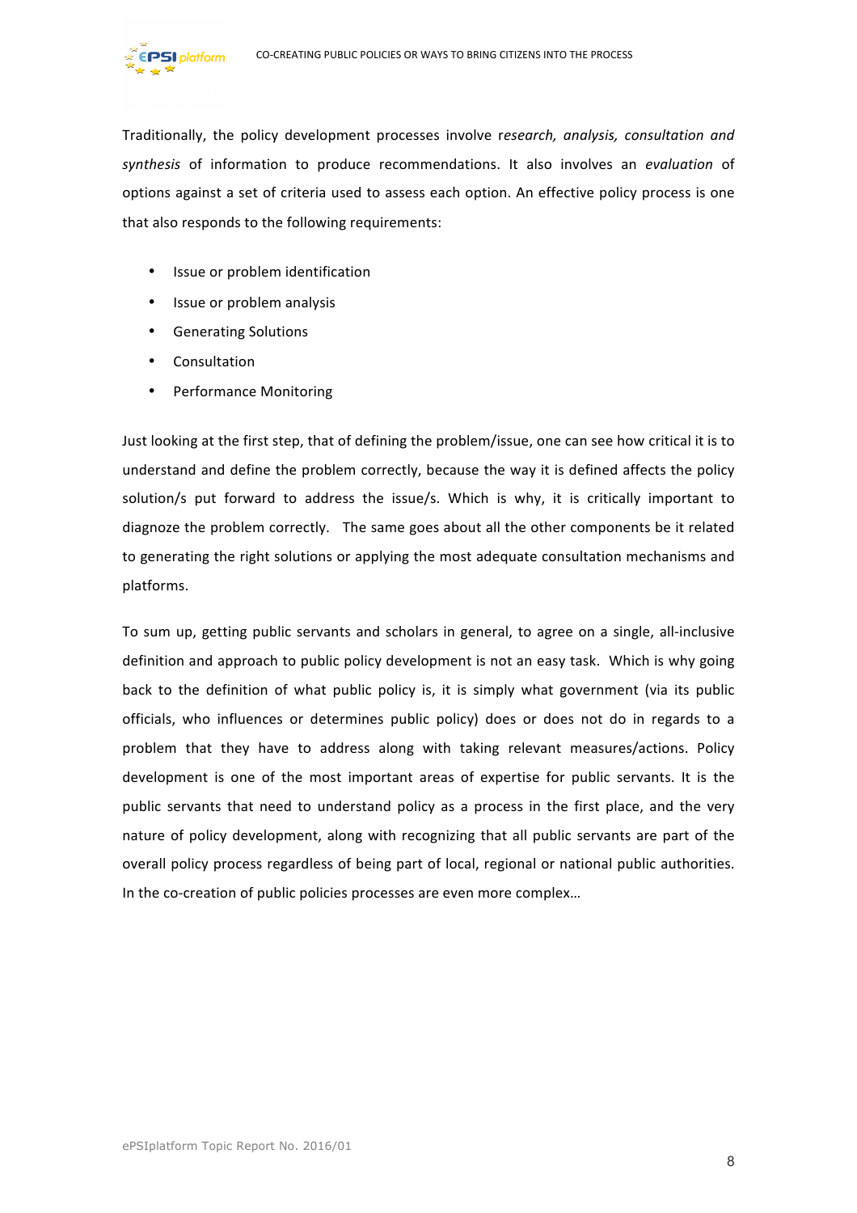Traditionally, the policy development processes involve r*esearch, analysis, consultation and synthesis* of information to produce recommendations. It also involves an *evaluation* of options against a set of criteria used to assess each option. An effective policy process is one that also responds to the following requirements:

- Issue or problem identification
- Issue or problem analysis
- Generating Solutions
- Consultation
- Performance Monitoring

Just looking at the first step, that of defining the problem/issue, one can see how critical it is to understand and define the problem correctly, because the way it is defined affects the policy solution/s put forward to address the issue/s. Which is why, it is critically important to diagnoze the problem correctly. The same goes about all the other components be it related to generating the right solutions or applying the most adequate consultation mechanisms and platforms.

To sum up, getting public servants and scholars in general, to agree on a single, all-inclusive definition and approach to public policy development is not an easy task. Which is why going back to the definition of what public policy is, it is simply what government (via its public officials, who influences or determines public policy) does or does not do in regards to a problem that they have to address along with taking relevant measures/actions. Policy development is one of the most important areas of expertise for public servants. It is the public servants that need to understand policy as a process in the first place, and the very nature of policy development, along with recognizing that all public servants are part of the overall policy process regardless of being part of local, regional or national public authorities. In the co-creation of public policies processes are even more complex…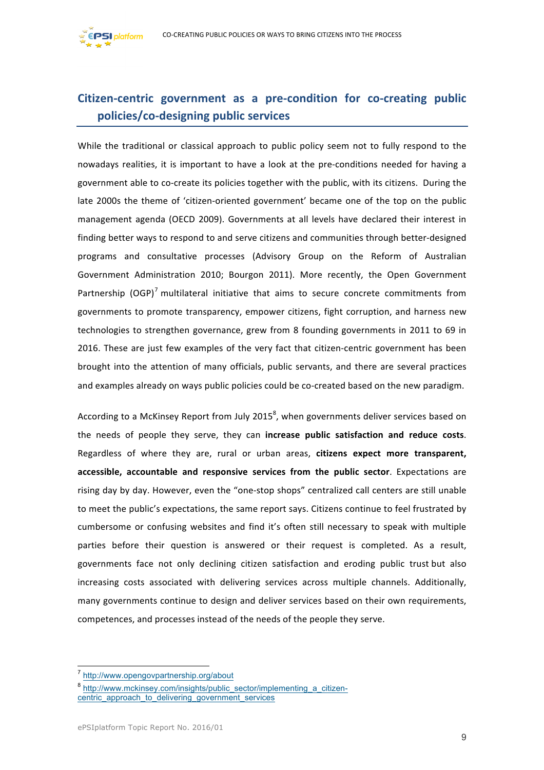## Citizen-centric government as a pre-condition for co-creating public policies/co-designing public services

While the traditional or classical approach to public policy seem not to fully respond to the nowadays realities, it is important to have a look at the pre-conditions needed for having a government able to co-create its policies together with the public, with its citizens. During the late 2000s the theme of 'citizen-oriented government' became one of the top on the public management agenda (OECD 2009). Governments at all levels have declared their interest in finding better ways to respond to and serve citizens and communities through better-designed programs and consultative processes (Advisory Group on the Reform of Australian Government Administration 2010; Bourgon 2011). More recently, the Open Government Partnership (OGP)[7] multilateral initiative that aims to secure concrete commitments from governments to promote transparency, empower citizens, fight corruption, and harness new technologies to strengthen governance, grew from 8 founding governments in 2011 to 69 in 2016. These are just few examples of the very fact that citizen-centric government has been brought into the attention of many officials, public servants, and there are several practices and examples already on ways public policies could be co-created based on the new paradigm.

According to a McKinsey Report from July 2015[8], when governments deliver services based on the needs of people they serve, they can **increase public satisfaction and reduce costs**. Regardless of where they are, rural or urban areas, **citizens expect more transparent, accessible, accountable and responsive services from the public sector**. Expectations are rising day by day. However, even the "one-stop shops" centralized call centers are still unable to meet the public's expectations, the same report says. Citizens continue to feel frustrated by cumbersome or confusing websites and find it's often still necessary to speak with multiple parties before their question is answered or their request is completed. As a result, governments face not only declining citizen satisfaction and eroding public trust but also increasing costs associated with delivering services across multiple channels. Additionally, many governments continue to design and deliver services based on their own requirements, competences, and processes instead of the needs of the people they serve.

[7] http://www.opengovpartnership.org/about

[8] http://www.mckinsey.com/insights/public_sector/implementing_a_citizen-centric_approach_to_delivering_government_services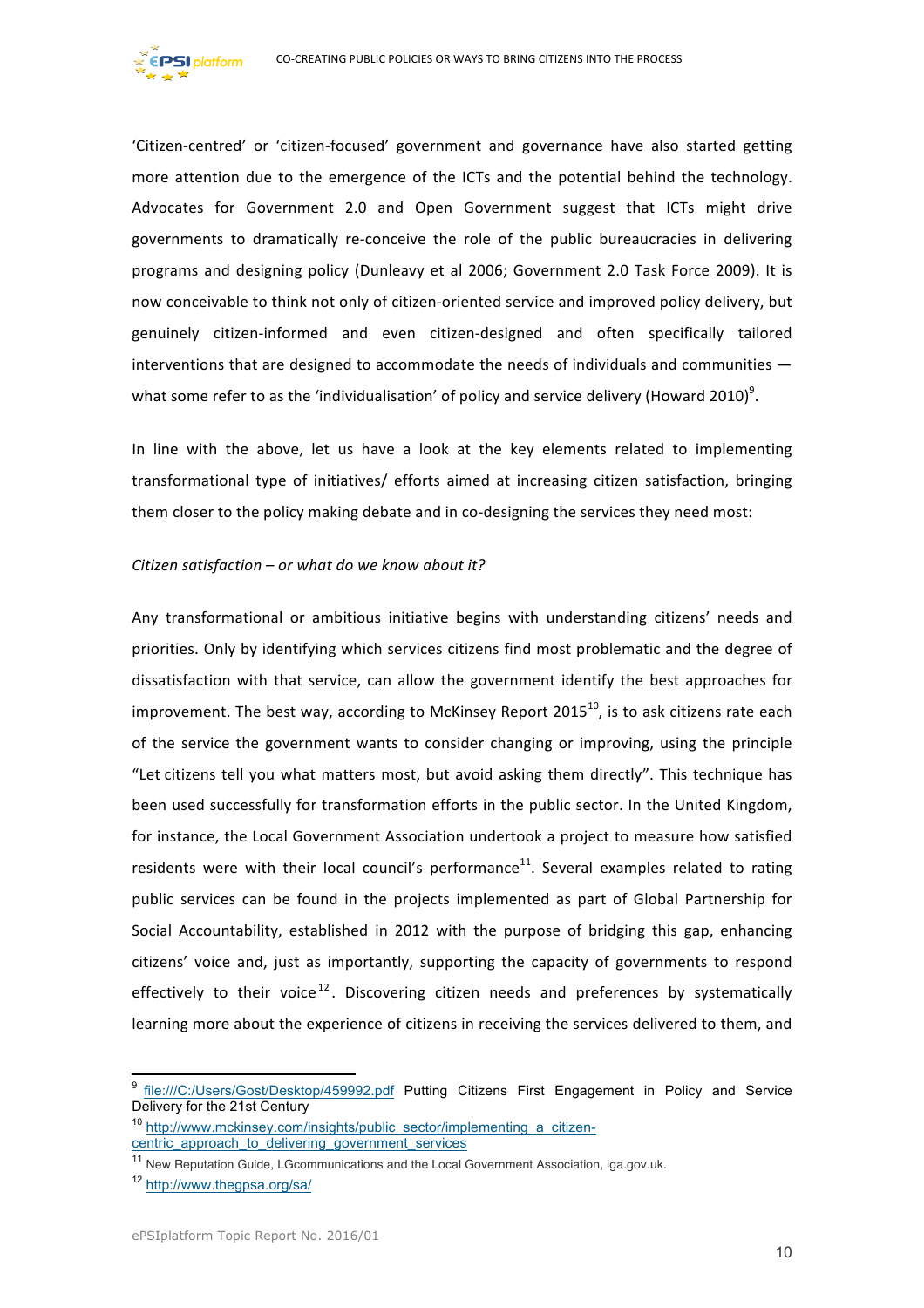'Citizen-centred' or 'citizen-focused' government and governance have also started getting more attention due to the emergence of the ICTs and the potential behind the technology. Advocates for Government 2.0 and Open Government suggest that ICTs might drive governments to dramatically re-conceive the role of the public bureaucracies in delivering programs and designing policy (Dunleavy et al 2006; Government 2.0 Task Force 2009). It is now conceivable to think not only of citizen-oriented service and improved policy delivery, but genuinely citizen-informed and even citizen-designed and often specifically tailored interventions that are designed to accommodate the needs of individuals and communities — what some refer to as the 'individualisation' of policy and service delivery (Howard 2010)[9].

In line with the above, let us have a look at the key elements related to implementing transformational type of initiatives/ efforts aimed at increasing citizen satisfaction, bringing them closer to the policy making debate and in co-designing the services they need most:

*Citizen satisfaction – or what do we know about it?*

Any transformational or ambitious initiative begins with understanding citizens' needs and priorities. Only by identifying which services citizens find most problematic and the degree of dissatisfaction with that service, can allow the government identify the best approaches for improvement. The best way, according to McKinsey Report 2015[10], is to ask citizens rate each of the service the government wants to consider changing or improving, using the principle "Let citizens tell you what matters most, but avoid asking them directly". This technique has been used successfully for transformation efforts in the public sector. In the United Kingdom, for instance, the Local Government Association undertook a project to measure how satisfied residents were with their local council's performance[11]. Several examples related to rating public services can be found in the projects implemented as part of Global Partnership for Social Accountability, established in 2012 with the purpose of bridging this gap, enhancing citizens' voice and, just as importantly, supporting the capacity of governments to respond effectively to their voice[12]. Discovering citizen needs and preferences by systematically learning more about the experience of citizens in receiving the services delivered to them, and

---

[9] file:///C:/Users/Gost/Desktop/459992.pdf Putting Citizens First Engagement in Policy and Service Delivery for the 21st Century

[10] http://www.mckinsey.com/insights/public_sector/implementing_a_citizen-centric_approach_to_delivering_government_services

[11] New Reputation Guide, LGcommunications and the Local Government Association, lga.gov.uk.

[12] http://www.thegpsa.org/sa/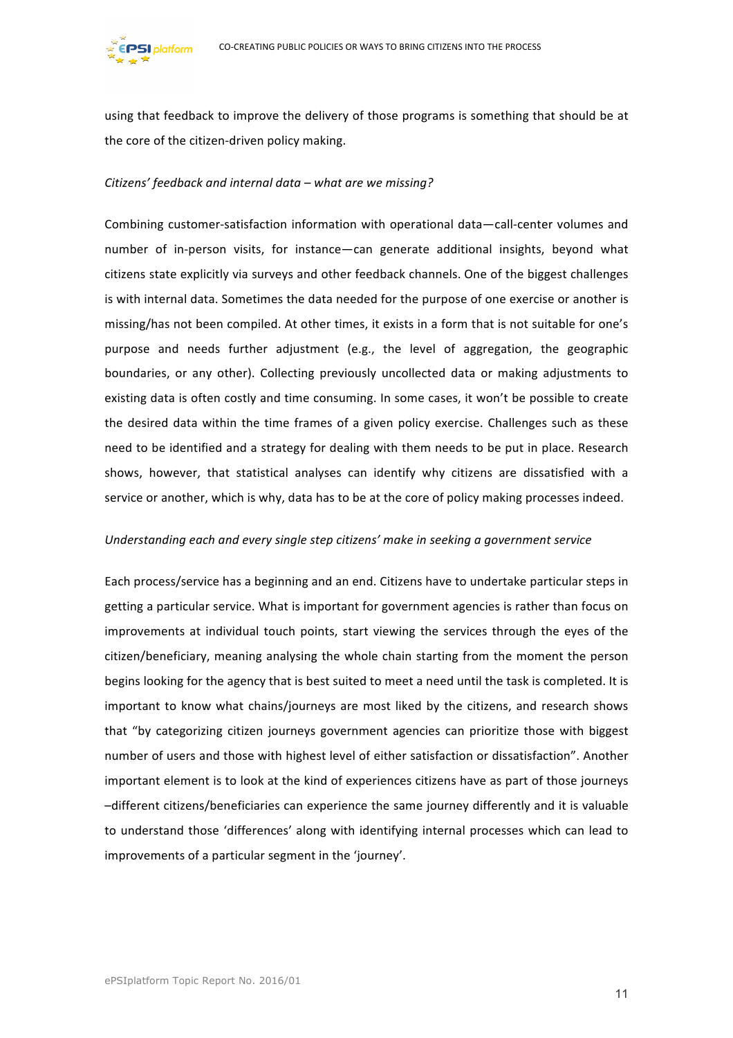using that feedback to improve the delivery of those programs is something that should be at the core of the citizen-driven policy making.

*Citizens' feedback and internal data – what are we missing?*

Combining customer-satisfaction information with operational data—call-center volumes and number of in-person visits, for instance—can generate additional insights, beyond what citizens state explicitly via surveys and other feedback channels. One of the biggest challenges is with internal data. Sometimes the data needed for the purpose of one exercise or another is missing/has not been compiled. At other times, it exists in a form that is not suitable for one's purpose and needs further adjustment (e.g., the level of aggregation, the geographic boundaries, or any other). Collecting previously uncollected data or making adjustments to existing data is often costly and time consuming. In some cases, it won't be possible to create the desired data within the time frames of a given policy exercise. Challenges such as these need to be identified and a strategy for dealing with them needs to be put in place. Research shows, however, that statistical analyses can identify why citizens are dissatisfied with a service or another, which is why, data has to be at the core of policy making processes indeed.

*Understanding each and every single step citizens' make in seeking a government service*

Each process/service has a beginning and an end. Citizens have to undertake particular steps in getting a particular service. What is important for government agencies is rather than focus on improvements at individual touch points, start viewing the services through the eyes of the citizen/beneficiary, meaning analysing the whole chain starting from the moment the person begins looking for the agency that is best suited to meet a need until the task is completed. It is important to know what chains/journeys are most liked by the citizens, and research shows that "by categorizing citizen journeys government agencies can prioritize those with biggest number of users and those with highest level of either satisfaction or dissatisfaction". Another important element is to look at the kind of experiences citizens have as part of those journeys –different citizens/beneficiaries can experience the same journey differently and it is valuable to understand those 'differences' along with identifying internal processes which can lead to improvements of a particular segment in the 'journey'.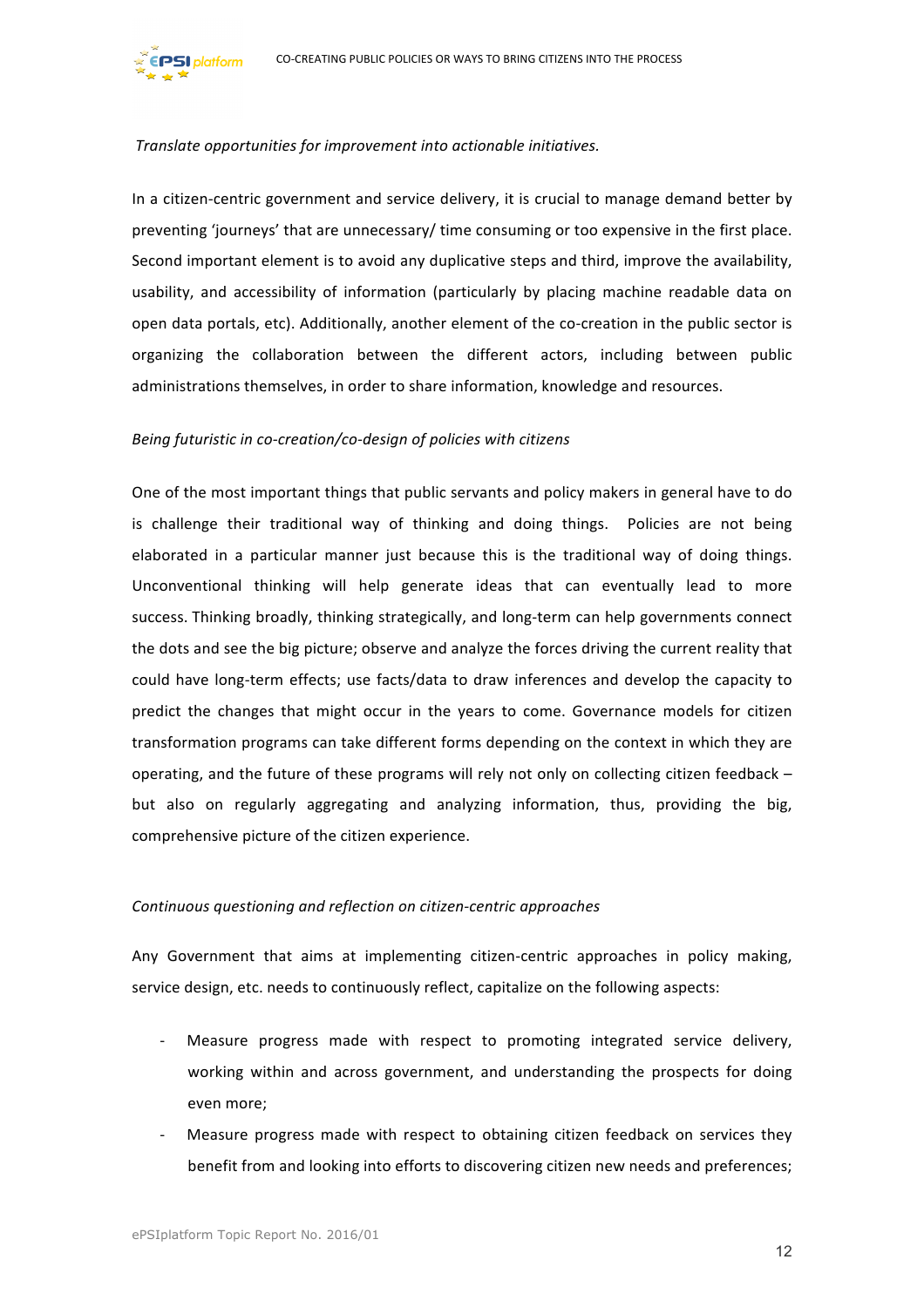*Translate opportunities for improvement into actionable initiatives.*

In a citizen-centric government and service delivery, it is crucial to manage demand better by preventing 'journeys' that are unnecessary/ time consuming or too expensive in the first place. Second important element is to avoid any duplicative steps and third, improve the availability, usability, and accessibility of information (particularly by placing machine readable data on open data portals, etc). Additionally, another element of the co-creation in the public sector is organizing the collaboration between the different actors, including between public administrations themselves, in order to share information, knowledge and resources.

*Being futuristic in co-creation/co-design of policies with citizens*

One of the most important things that public servants and policy makers in general have to do is challenge their traditional way of thinking and doing things. Policies are not being elaborated in a particular manner just because this is the traditional way of doing things. Unconventional thinking will help generate ideas that can eventually lead to more success. Thinking broadly, thinking strategically, and long-term can help governments connect the dots and see the big picture; observe and analyze the forces driving the current reality that could have long-term effects; use facts/data to draw inferences and develop the capacity to predict the changes that might occur in the years to come. Governance models for citizen transformation programs can take different forms depending on the context in which they are operating, and the future of these programs will rely not only on collecting citizen feedback – but also on regularly aggregating and analyzing information, thus, providing the big, comprehensive picture of the citizen experience.

*Continuous questioning and reflection on citizen-centric approaches*

Any Government that aims at implementing citizen-centric approaches in policy making, service design, etc. needs to continuously reflect, capitalize on the following aspects:

- Measure progress made with respect to promoting integrated service delivery, working within and across government, and understanding the prospects for doing even more;
- Measure progress made with respect to obtaining citizen feedback on services they benefit from and looking into efforts to discovering citizen new needs and preferences;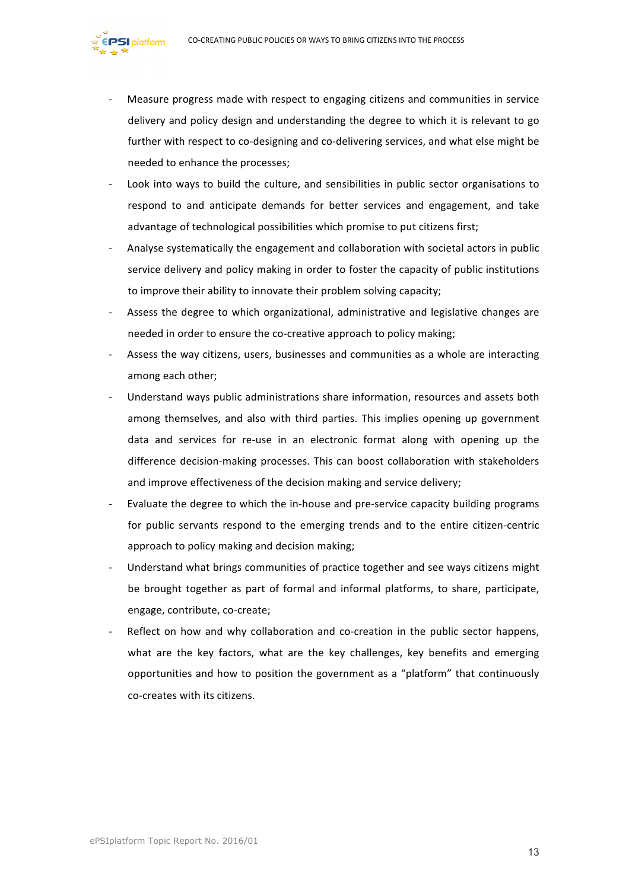- Measure progress made with respect to engaging citizens and communities in service delivery and policy design and understanding the degree to which it is relevant to go further with respect to co-designing and co-delivering services, and what else might be needed to enhance the processes;
- Look into ways to build the culture, and sensibilities in public sector organisations to respond to and anticipate demands for better services and engagement, and take advantage of technological possibilities which promise to put citizens first;
- Analyse systematically the engagement and collaboration with societal actors in public service delivery and policy making in order to foster the capacity of public institutions to improve their ability to innovate their problem solving capacity;
- Assess the degree to which organizational, administrative and legislative changes are needed in order to ensure the co-creative approach to policy making;
- Assess the way citizens, users, businesses and communities as a whole are interacting among each other;
- Understand ways public administrations share information, resources and assets both among themselves, and also with third parties. This implies opening up government data and services for re-use in an electronic format along with opening up the difference decision-making processes. This can boost collaboration with stakeholders and improve effectiveness of the decision making and service delivery;
- Evaluate the degree to which the in-house and pre-service capacity building programs for public servants respond to the emerging trends and to the entire citizen-centric approach to policy making and decision making;
- Understand what brings communities of practice together and see ways citizens might be brought together as part of formal and informal platforms, to share, participate, engage, contribute, co-create;
- Reflect on how and why collaboration and co-creation in the public sector happens, what are the key factors, what are the key challenges, key benefits and emerging opportunities and how to position the government as a "platform" that continuously co-creates with its citizens.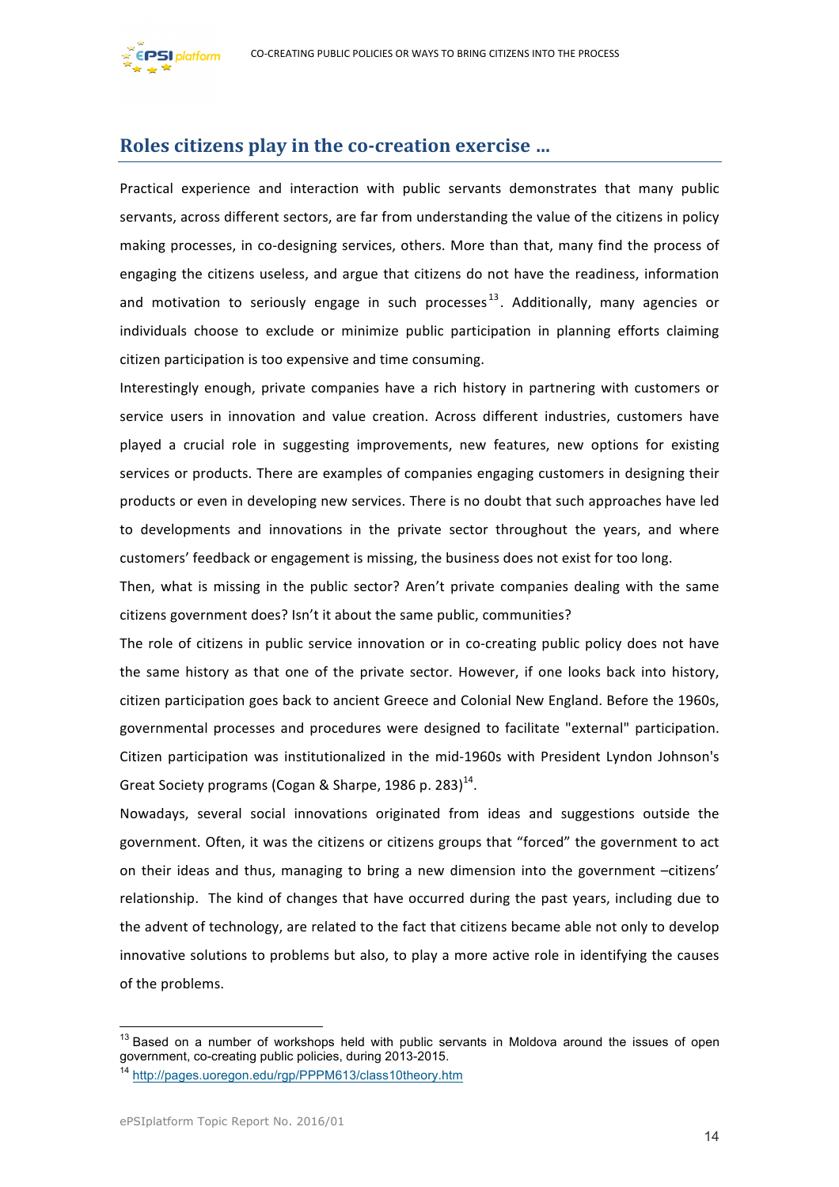## Roles citizens play in the co-creation exercise …

Practical experience and interaction with public servants demonstrates that many public servants, across different sectors, are far from understanding the value of the citizens in policy making processes, in co-designing services, others. More than that, many find the process of engaging the citizens useless, and argue that citizens do not have the readiness, information and motivation to seriously engage in such processes[13]. Additionally, many agencies or individuals choose to exclude or minimize public participation in planning efforts claiming citizen participation is too expensive and time consuming.

Interestingly enough, private companies have a rich history in partnering with customers or service users in innovation and value creation. Across different industries, customers have played a crucial role in suggesting improvements, new features, new options for existing services or products. There are examples of companies engaging customers in designing their products or even in developing new services. There is no doubt that such approaches have led to developments and innovations in the private sector throughout the years, and where customers' feedback or engagement is missing, the business does not exist for too long.

Then, what is missing in the public sector? Aren't private companies dealing with the same citizens government does? Isn't it about the same public, communities?

The role of citizens in public service innovation or in co-creating public policy does not have the same history as that one of the private sector. However, if one looks back into history, citizen participation goes back to ancient Greece and Colonial New England. Before the 1960s, governmental processes and procedures were designed to facilitate "external" participation. Citizen participation was institutionalized in the mid-1960s with President Lyndon Johnson's Great Society programs (Cogan & Sharpe, 1986 p. 283)[14].

Nowadays, several social innovations originated from ideas and suggestions outside the government. Often, it was the citizens or citizens groups that "forced" the government to act on their ideas and thus, managing to bring a new dimension into the government –citizens' relationship. The kind of changes that have occurred during the past years, including due to the advent of technology, are related to the fact that citizens became able not only to develop innovative solutions to problems but also, to play a more active role in identifying the causes of the problems.

---

[13] Based on a number of workshops held with public servants in Moldova around the issues of open government, co-creating public policies, during 2013-2015.

[14] http://pages.uoregon.edu/rgp/PPPM613/class10theory.htm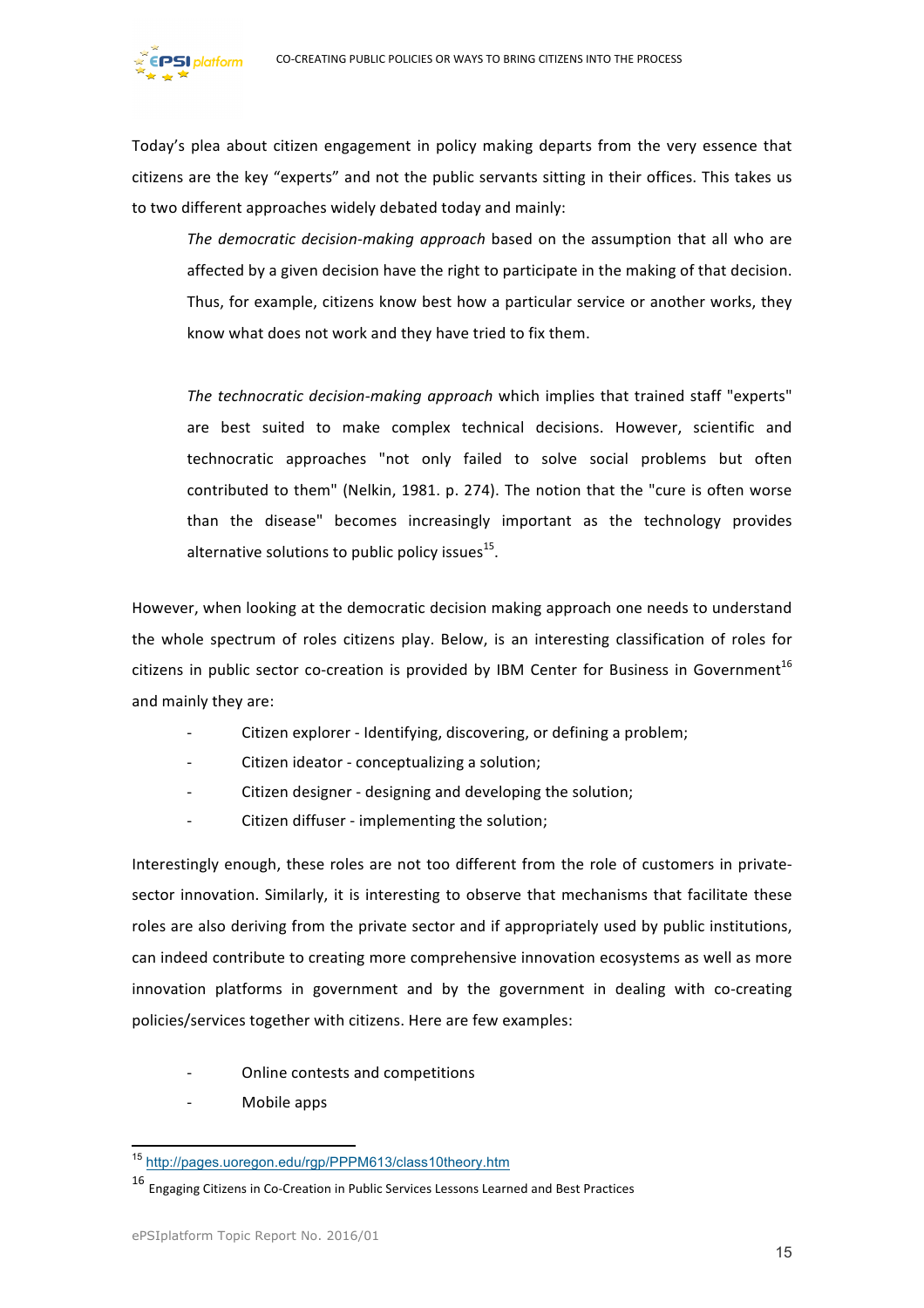Today's plea about citizen engagement in policy making departs from the very essence that citizens are the key "experts" and not the public servants sitting in their offices. This takes us to two different approaches widely debated today and mainly:

> *The democratic decision-making approach* based on the assumption that all who are affected by a given decision have the right to participate in the making of that decision. Thus, for example, citizens know best how a particular service or another works, they know what does not work and they have tried to fix them.
>
> *The technocratic decision-making approach* which implies that trained staff "experts" are best suited to make complex technical decisions. However, scientific and technocratic approaches "not only failed to solve social problems but often contributed to them" (Nelkin, 1981. p. 274). The notion that the "cure is often worse than the disease" becomes increasingly important as the technology provides alternative solutions to public policy issues[15].

However, when looking at the democratic decision making approach one needs to understand the whole spectrum of roles citizens play. Below, is an interesting classification of roles for citizens in public sector co-creation is provided by IBM Center for Business in Government[16] and mainly they are:

- Citizen explorer - Identifying, discovering, or defining a problem;
- Citizen ideator - conceptualizing a solution;
- Citizen designer - designing and developing the solution;
- Citizen diffuser - implementing the solution;

Interestingly enough, these roles are not too different from the role of customers in private-sector innovation. Similarly, it is interesting to observe that mechanisms that facilitate these roles are also deriving from the private sector and if appropriately used by public institutions, can indeed contribute to creating more comprehensive innovation ecosystems as well as more innovation platforms in government and by the government in dealing with co-creating policies/services together with citizens. Here are few examples:

- Online contests and competitions
- Mobile apps

---

[15] http://pages.uoregon.edu/rgp/PPPM613/class10theory.htm

[16] Engaging Citizens in Co-Creation in Public Services Lessons Learned and Best Practices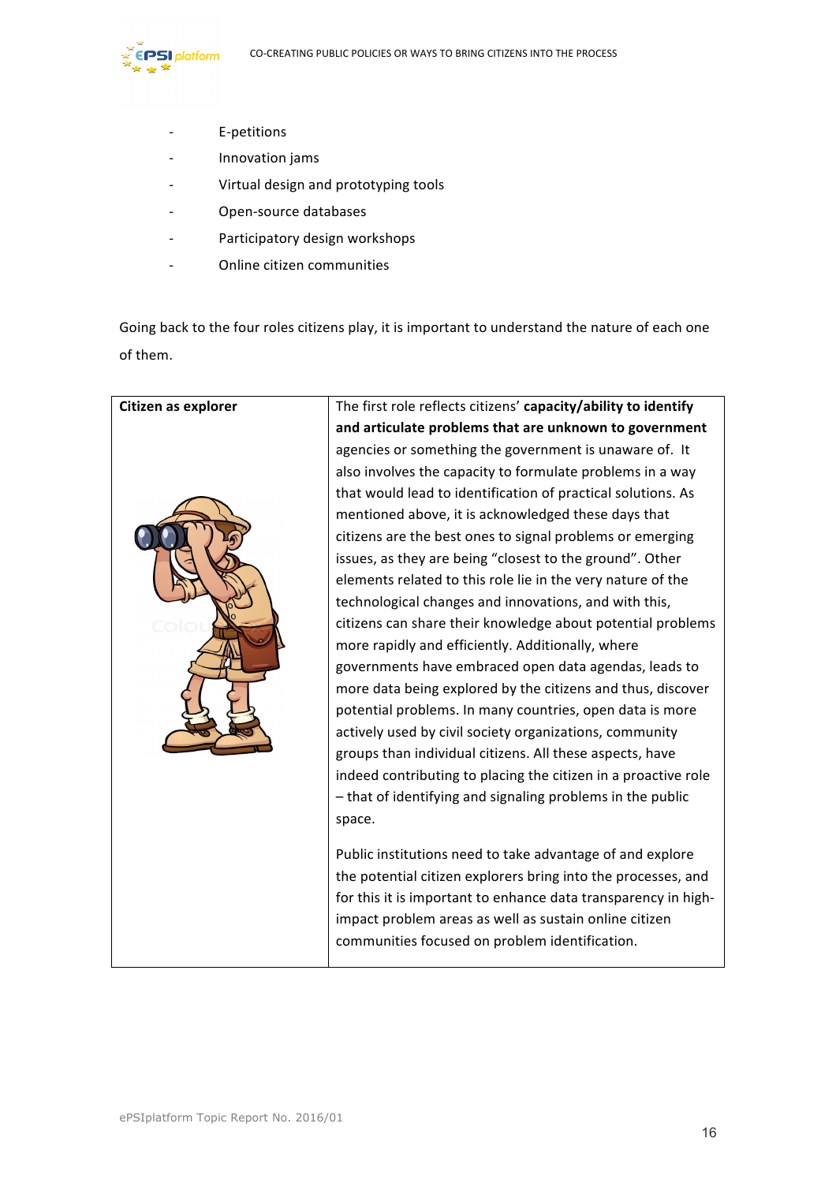- E-petitions
- Innovation jams
- Virtual design and prototyping tools
- Open-source databases
- Participatory design workshops
- Online citizen communities

Going back to the four roles citizens play, it is important to understand the nature of each one of them.

| Citizen as explorer | The first role reflects citizens' **capacity/ability to identify and articulate problems that are unknown to government** agencies or something the government is unaware of. It also involves the capacity to formulate problems in a way that would lead to identification of practical solutions. As mentioned above, it is acknowledged these days that citizens are the best ones to signal problems or emerging issues, as they are being "closest to the ground". Other elements related to this role lie in the very nature of the technological changes and innovations, and with this, citizens can share their knowledge about potential problems more rapidly and efficiently. Additionally, where governments have embraced open data agendas, leads to more data being explored by the citizens and thus, discover potential problems. In many countries, open data is more actively used by civil society organizations, community groups than individual citizens. All these aspects, have indeed contributing to placing the citizen in a proactive role – that of identifying and signaling problems in the public space.<br><br>Public institutions need to take advantage of and explore the potential citizen explorers bring into the processes, and for this it is important to enhance data transparency in high-impact problem areas as well as sustain online citizen communities focused on problem identification. |
|---|---|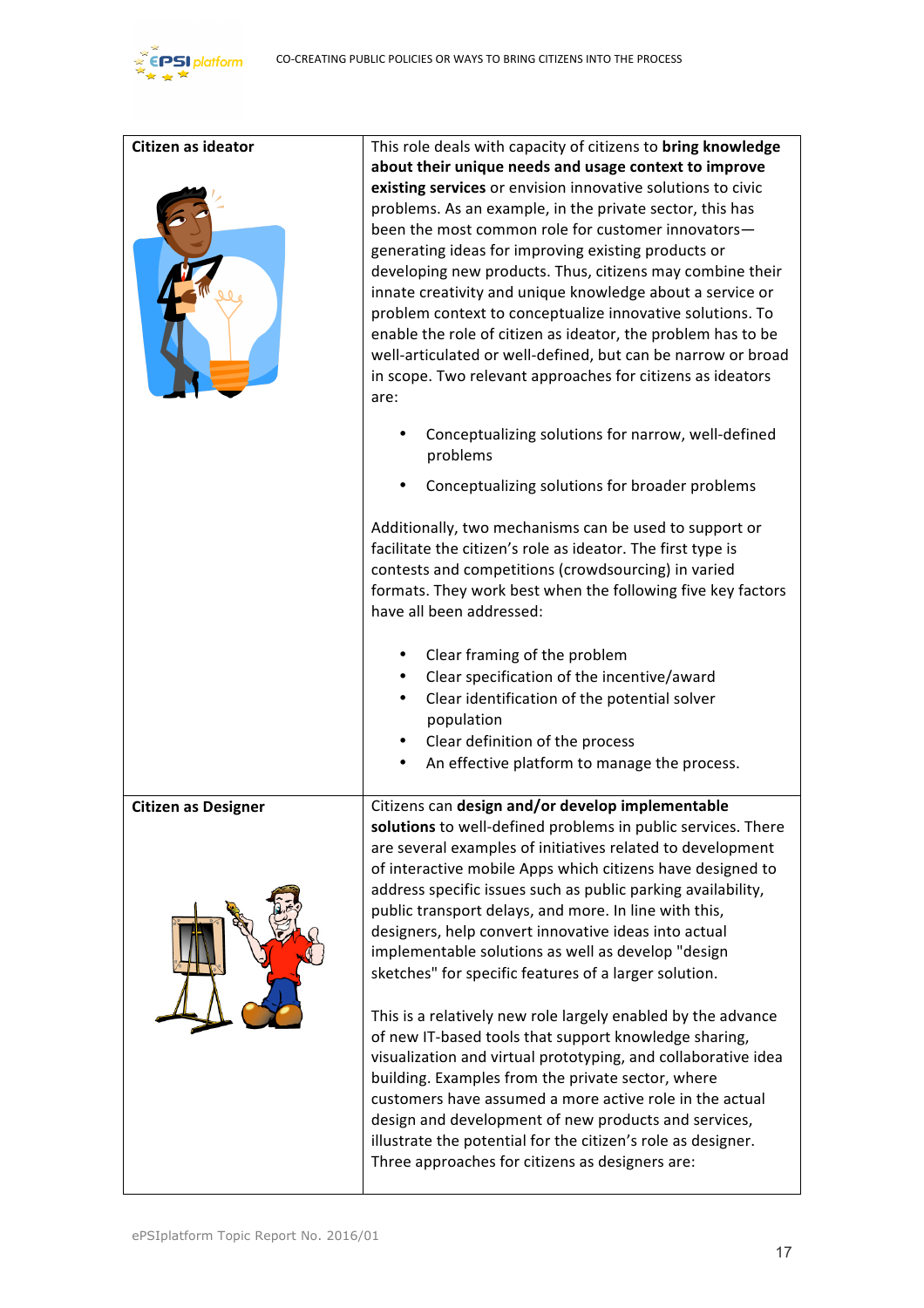| | |
|---|---|
| **Citizen as ideator** | This role deals with capacity of citizens to **bring knowledge about their unique needs and usage context to improve existing services** or envision innovative solutions to civic problems. As an example, in the private sector, this has been the most common role for customer innovators—generating ideas for improving existing products or developing new products. Thus, citizens may combine their innate creativity and unique knowledge about a service or problem context to conceptualize innovative solutions. To enable the role of citizen as ideator, the problem has to be well-articulated or well-defined, but can be narrow or broad in scope. Two relevant approaches for citizens as ideators are:<br><br>• Conceptualizing solutions for narrow, well-defined problems<br>• Conceptualizing solutions for broader problems<br><br>Additionally, two mechanisms can be used to support or facilitate the citizen's role as ideator. The first type is contests and competitions (crowdsourcing) in varied formats. They work best when the following five key factors have all been addressed:<br><br>• Clear framing of the problem<br>• Clear specification of the incentive/award<br>• Clear identification of the potential solver population<br>• Clear definition of the process<br>• An effective platform to manage the process. |
| **Citizen as Designer** | Citizens can **design and/or develop implementable solutions** to well-defined problems in public services. There are several examples of initiatives related to development of interactive mobile Apps which citizens have designed to address specific issues such as public parking availability, public transport delays, and more. In line with this, designers, help convert innovative ideas into actual implementable solutions as well as develop "design sketches" for specific features of a larger solution.<br><br>This is a relatively new role largely enabled by the advance of new IT-based tools that support knowledge sharing, visualization and virtual prototyping, and collaborative idea building. Examples from the private sector, where customers have assumed a more active role in the actual design and development of new products and services, illustrate the potential for the citizen's role as designer. Three approaches for citizens as designers are: |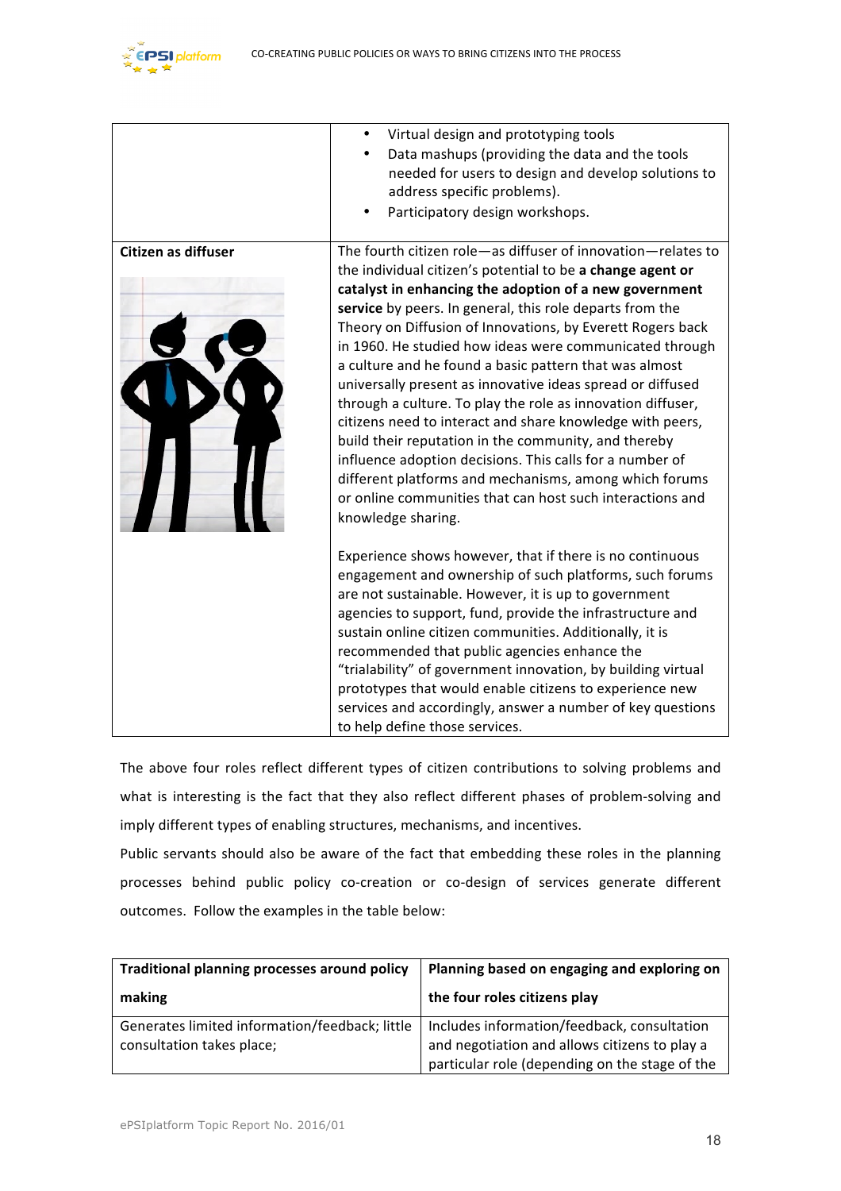| | |
|---|---|
| | • Virtual design and prototyping tools<br>• Data mashups (providing the data and the tools needed for users to design and develop solutions to address specific problems).<br>• Participatory design workshops. |
| **Citizen as diffuser** | The fourth citizen role—as diffuser of innovation—relates to the individual citizen's potential to be **a change agent or catalyst in enhancing the adoption of a new government service** by peers. In general, this role departs from the Theory on Diffusion of Innovations, by Everett Rogers back in 1960. He studied how ideas were communicated through a culture and he found a basic pattern that was almost universally present as innovative ideas spread or diffused through a culture. To play the role as innovation diffuser, citizens need to interact and share knowledge with peers, build their reputation in the community, and thereby influence adoption decisions. This calls for a number of different platforms and mechanisms, among which forums or online communities that can host such interactions and knowledge sharing.<br><br>Experience shows however, that if there is no continuous engagement and ownership of such platforms, such forums are not sustainable. However, it is up to government agencies to support, fund, provide the infrastructure and sustain online citizen communities. Additionally, it is recommended that public agencies enhance the "trialability" of government innovation, by building virtual prototypes that would enable citizens to experience new services and accordingly, answer a number of key questions to help define those services. |

The above four roles reflect different types of citizen contributions to solving problems and what is interesting is the fact that they also reflect different phases of problem-solving and imply different types of enabling structures, mechanisms, and incentives.

Public servants should also be aware of the fact that embedding these roles in the planning processes behind public policy co-creation or co-design of services generate different outcomes. Follow the examples in the table below:

| **Traditional planning processes around policy making** | **Planning based on engaging and exploring on the four roles citizens play** |
|---|---|
| Generates limited information/feedback; little consultation takes place; | Includes information/feedback, consultation and negotiation and allows citizens to play a particular role (depending on the stage of the |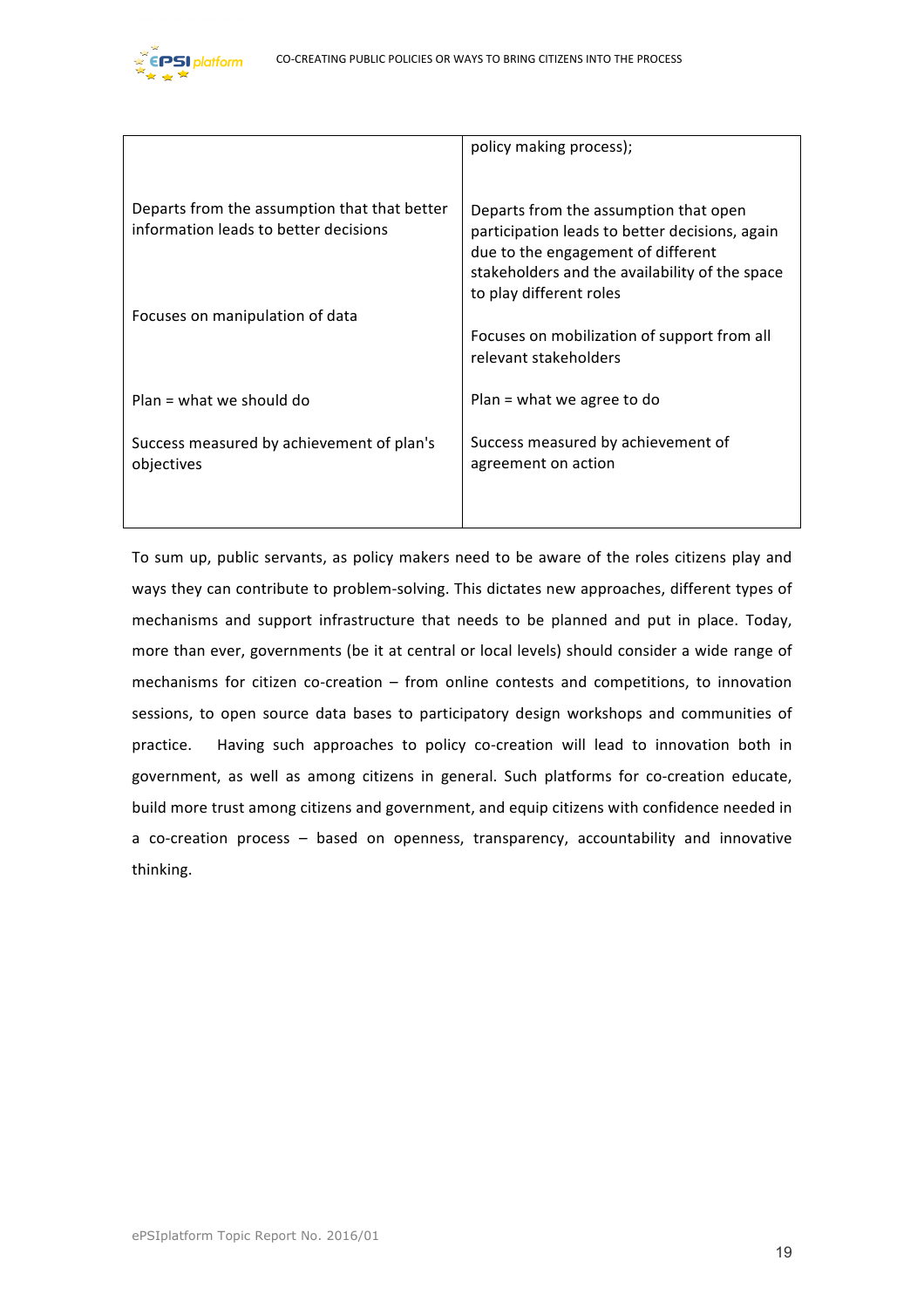|  |  |
| --- | --- |
|  | policy making process); |
| Departs from the assumption that that better information leads to better decisions | Departs from the assumption that open participation leads to better decisions, again due to the engagement of different stakeholders and the availability of the space to play different roles |
| Focuses on manipulation of data | Focuses on mobilization of support from all relevant stakeholders |
| Plan = what we should do | Plan = what we agree to do |
| Success measured by achievement of plan's objectives | Success measured by achievement of agreement on action |

To sum up, public servants, as policy makers need to be aware of the roles citizens play and ways they can contribute to problem-solving. This dictates new approaches, different types of mechanisms and support infrastructure that needs to be planned and put in place. Today, more than ever, governments (be it at central or local levels) should consider a wide range of mechanisms for citizen co-creation – from online contests and competitions, to innovation sessions, to open source data bases to participatory design workshops and communities of practice. Having such approaches to policy co-creation will lead to innovation both in government, as well as among citizens in general. Such platforms for co-creation educate, build more trust among citizens and government, and equip citizens with confidence needed in a co-creation process – based on openness, transparency, accountability and innovative thinking.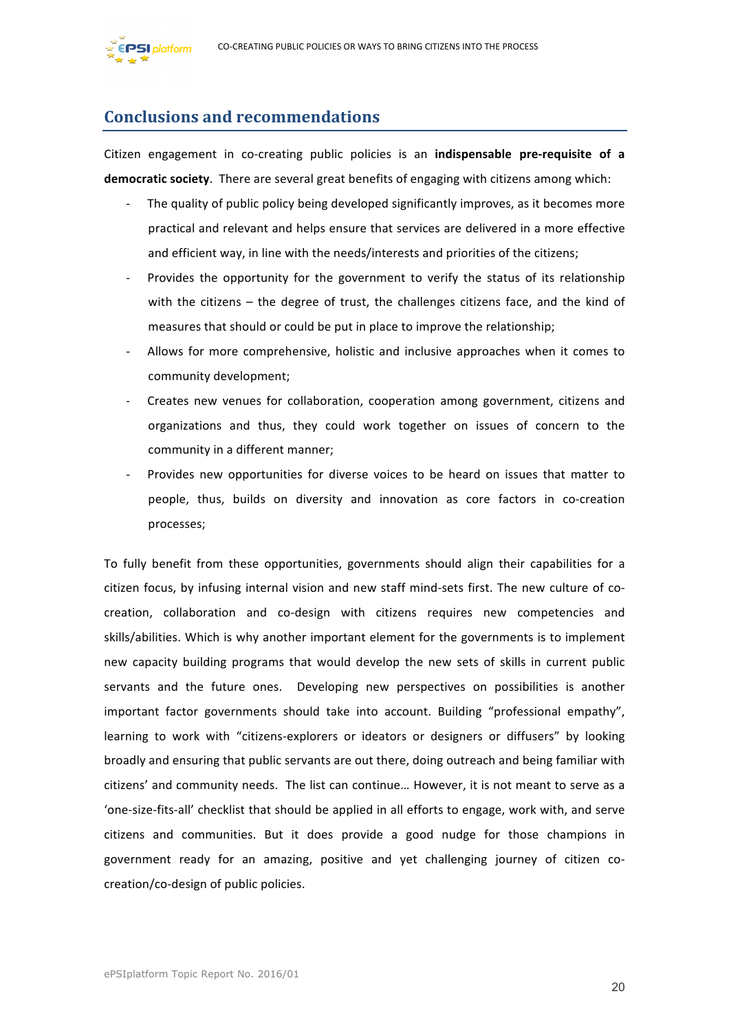## Conclusions and recommendations

Citizen engagement in co-creating public policies is an **indispensable pre-requisite of a democratic society**. There are several great benefits of engaging with citizens among which:

- The quality of public policy being developed significantly improves, as it becomes more practical and relevant and helps ensure that services are delivered in a more effective and efficient way, in line with the needs/interests and priorities of the citizens;
- Provides the opportunity for the government to verify the status of its relationship with the citizens – the degree of trust, the challenges citizens face, and the kind of measures that should or could be put in place to improve the relationship;
- Allows for more comprehensive, holistic and inclusive approaches when it comes to community development;
- Creates new venues for collaboration, cooperation among government, citizens and organizations and thus, they could work together on issues of concern to the community in a different manner;
- Provides new opportunities for diverse voices to be heard on issues that matter to people, thus, builds on diversity and innovation as core factors in co-creation processes;

To fully benefit from these opportunities, governments should align their capabilities for a citizen focus, by infusing internal vision and new staff mind-sets first. The new culture of co-creation, collaboration and co-design with citizens requires new competencies and skills/abilities. Which is why another important element for the governments is to implement new capacity building programs that would develop the new sets of skills in current public servants and the future ones. Developing new perspectives on possibilities is another important factor governments should take into account. Building "professional empathy", learning to work with "citizens-explorers or ideators or designers or diffusers" by looking broadly and ensuring that public servants are out there, doing outreach and being familiar with citizens' and community needs. The list can continue… However, it is not meant to serve as a 'one-size-fits-all' checklist that should be applied in all efforts to engage, work with, and serve citizens and communities. But it does provide a good nudge for those champions in government ready for an amazing, positive and yet challenging journey of citizen co-creation/co-design of public policies.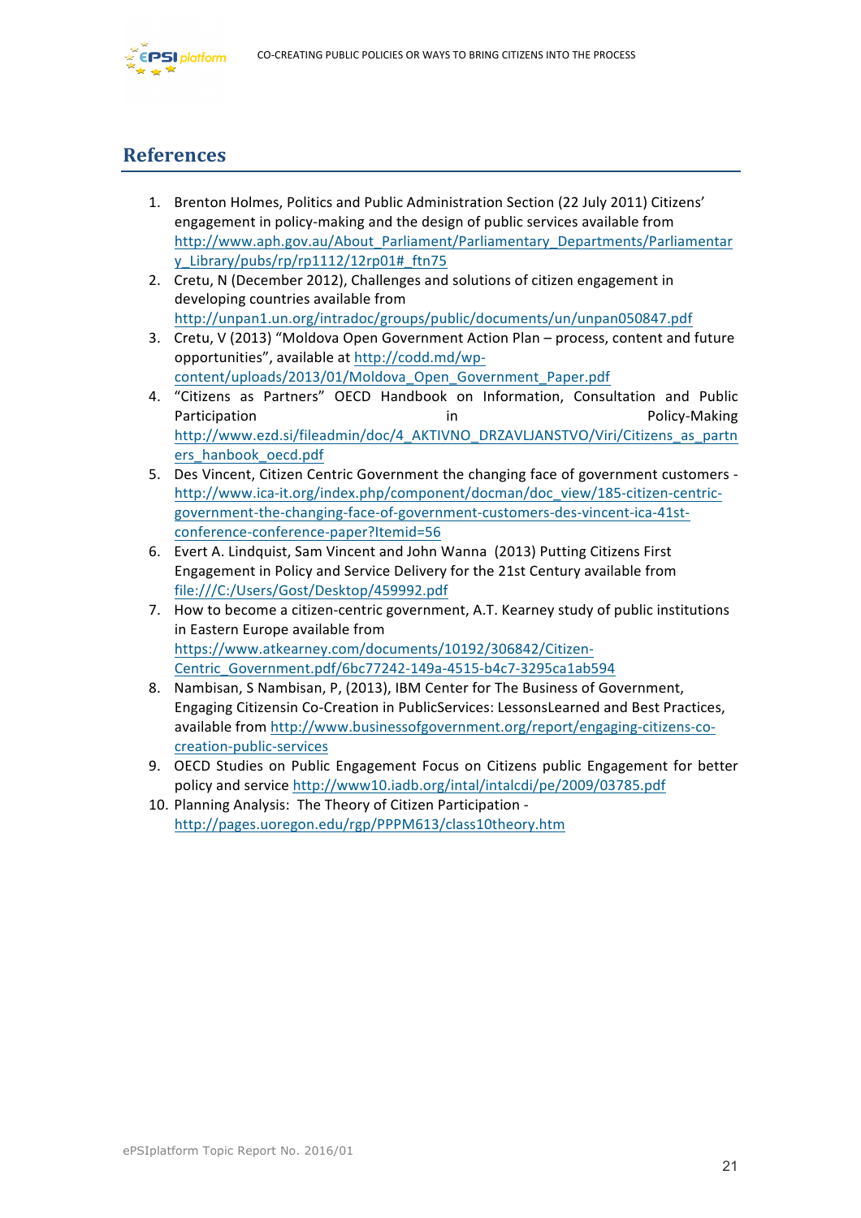## References

1. Brenton Holmes, Politics and Public Administration Section (22 July 2011) Citizens' engagement in policy-making and the design of public services available from http://www.aph.gov.au/About_Parliament/Parliamentary_Departments/Parliamentary_Library/pubs/rp/rp1112/12rp01#_ftn75
2. Cretu, N (December 2012), Challenges and solutions of citizen engagement in developing countries available from http://unpan1.un.org/intradoc/groups/public/documents/un/unpan050847.pdf
3. Cretu, V (2013) "Moldova Open Government Action Plan – process, content and future opportunities", available at http://codd.md/wp-content/uploads/2013/01/Moldova_Open_Government_Paper.pdf
4. "Citizens as Partners" OECD Handbook on Information, Consultation and Public Participation in Policy-Making http://www.ezd.si/fileadmin/doc/4_AKTIVNO_DRZAVLJANSTVO/Viri/Citizens_as_partners_hanbook_oecd.pdf
5. Des Vincent, Citizen Centric Government the changing face of government customers - http://www.ica-it.org/index.php/component/docman/doc_view/185-citizen-centric-government-the-changing-face-of-government-customers-des-vincent-ica-41st-conference-conference-paper?Itemid=56
6. Evert A. Lindquist, Sam Vincent and John Wanna (2013) Putting Citizens First Engagement in Policy and Service Delivery for the 21st Century available from file:///C:/Users/Gost/Desktop/459992.pdf
7. How to become a citizen-centric government, A.T. Kearney study of public institutions in Eastern Europe available from https://www.atkearney.com/documents/10192/306842/Citizen-Centric_Government.pdf/6bc77242-149a-4515-b4c7-3295ca1ab594
8. Nambisan, S Nambisan, P, (2013), IBM Center for The Business of Government, Engaging Citizensin Co-Creation in PublicServices: LessonsLearned and Best Practices, available from http://www.businessofgovernment.org/report/engaging-citizens-co-creation-public-services
9. OECD Studies on Public Engagement Focus on Citizens public Engagement for better policy and service http://www10.iadb.org/intal/intalcdi/pe/2009/03785.pdf
10. Planning Analysis: The Theory of Citizen Participation - http://pages.uoregon.edu/rgp/PPPM613/class10theory.htm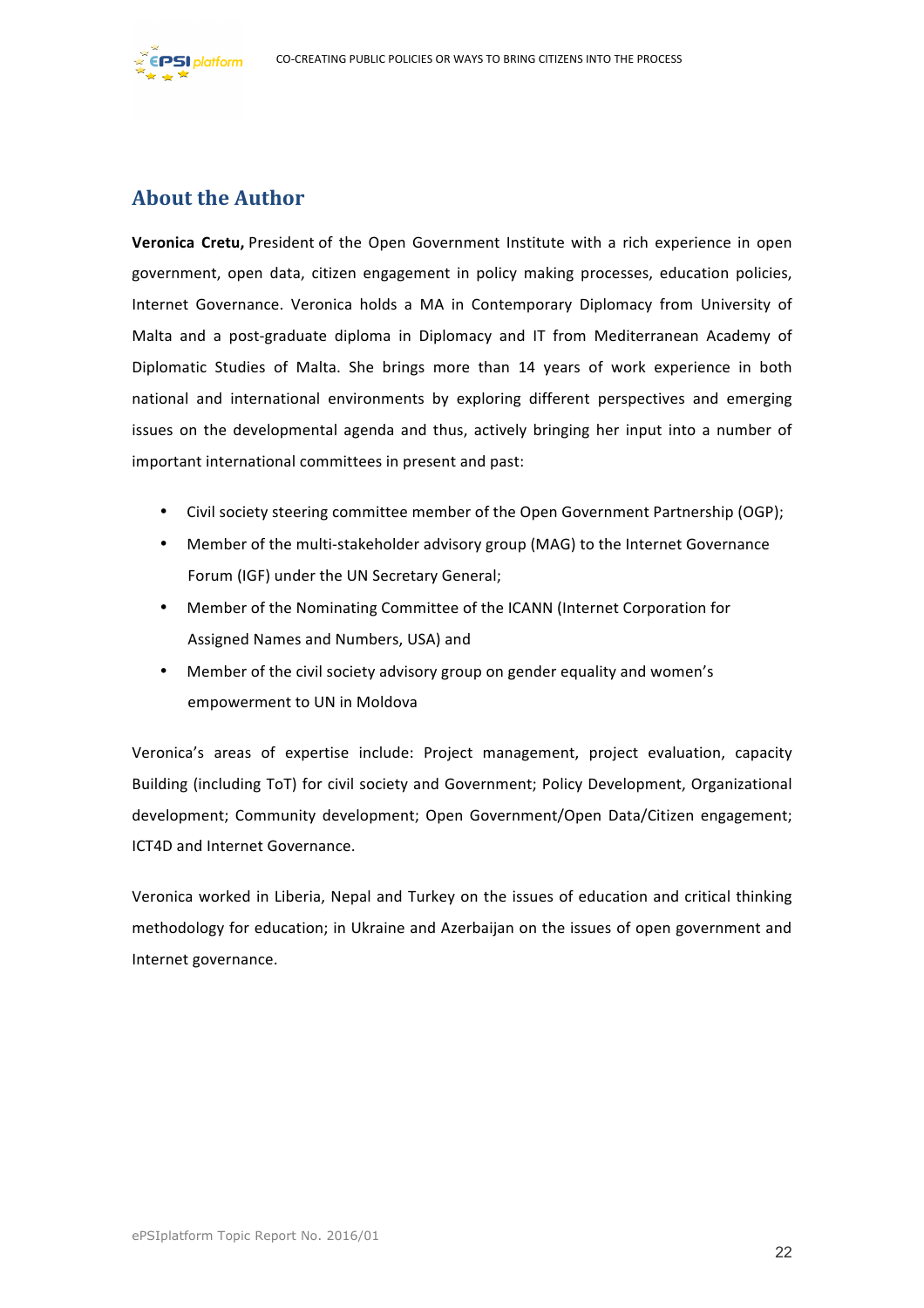## About the Author

**Veronica Cretu,** President of the Open Government Institute with a rich experience in open government, open data, citizen engagement in policy making processes, education policies, Internet Governance. Veronica holds a MA in Contemporary Diplomacy from University of Malta and a post-graduate diploma in Diplomacy and IT from Mediterranean Academy of Diplomatic Studies of Malta. She brings more than 14 years of work experience in both national and international environments by exploring different perspectives and emerging issues on the developmental agenda and thus, actively bringing her input into a number of important international committees in present and past:

- Civil society steering committee member of the Open Government Partnership (OGP);
- Member of the multi-stakeholder advisory group (MAG) to the Internet Governance Forum (IGF) under the UN Secretary General;
- Member of the Nominating Committee of the ICANN (Internet Corporation for Assigned Names and Numbers, USA) and
- Member of the civil society advisory group on gender equality and women's empowerment to UN in Moldova

Veronica's areas of expertise include: Project management, project evaluation, capacity Building (including ToT) for civil society and Government; Policy Development, Organizational development; Community development; Open Government/Open Data/Citizen engagement; ICT4D and Internet Governance.

Veronica worked in Liberia, Nepal and Turkey on the issues of education and critical thinking methodology for education; in Ukraine and Azerbaijan on the issues of open government and Internet governance.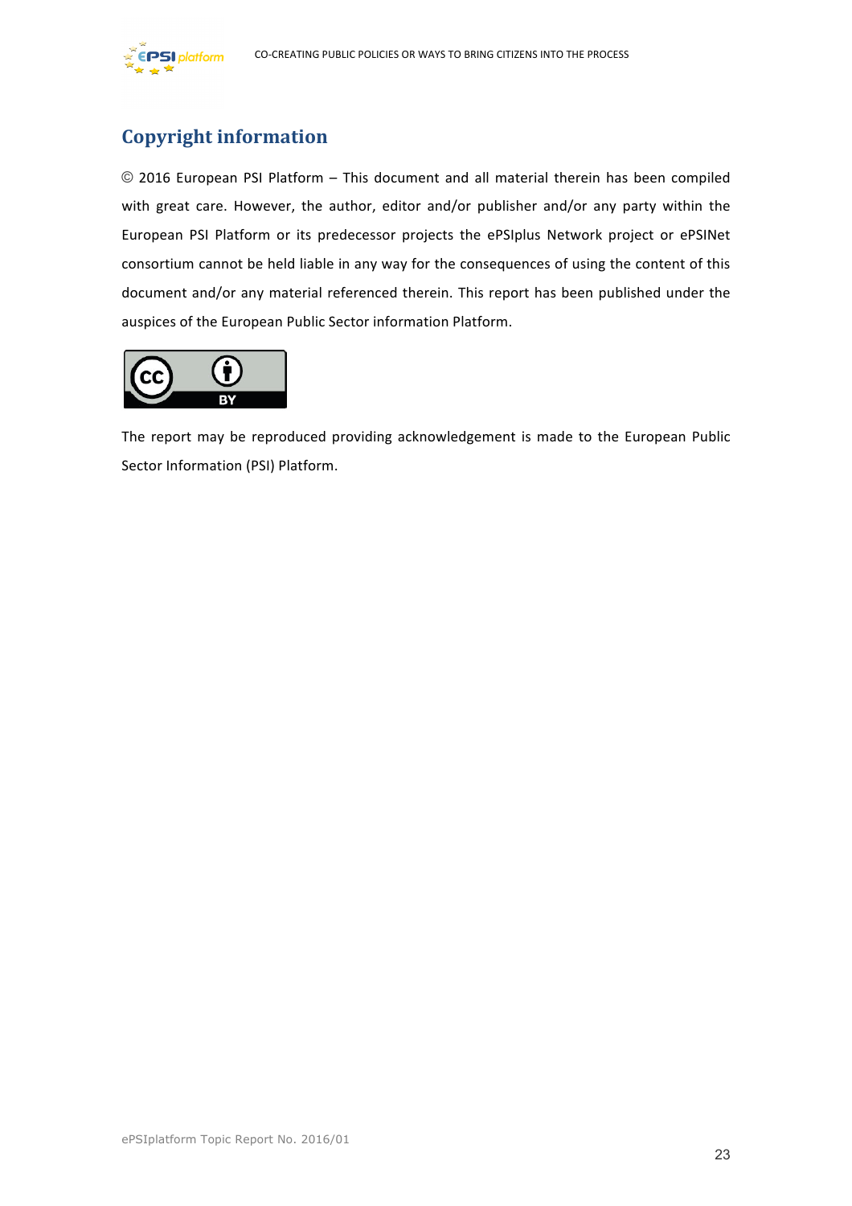## Copyright information

© 2016 European PSI Platform – This document and all material therein has been compiled with great care. However, the author, editor and/or publisher and/or any party within the European PSI Platform or its predecessor projects the ePSIplus Network project or ePSINet consortium cannot be held liable in any way for the consequences of using the content of this document and/or any material referenced therein. This report has been published under the auspices of the European Public Sector information Platform.

The report may be reproduced providing acknowledgement is made to the European Public Sector Information (PSI) Platform.